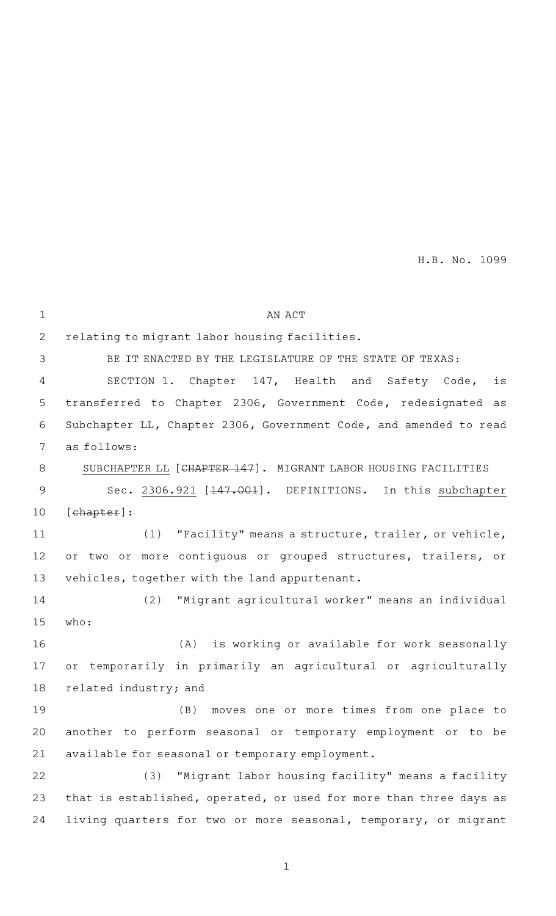H.B. No. 1099

AN ACT

relating to migrant labor housing facilities.

BE IT ENACTED BY THE LEGISLATURE OF THE STATE OF TEXAS:

SECTION 1. Chapter 147, Health and Safety Code, is transferred to Chapter 2306, Government Code, redesignated as Subchapter LL, Chapter 2306, Government Code, and amended to read as follows:

SUBCHAPTER LL [~~CHAPTER 147~~]. MIGRANT LABOR HOUSING FACILITIES

Sec. 2306.921 [~~147.001~~]. DEFINITIONS. In this subchapter [~~chapter~~]:

(1) "Facility" means a structure, trailer, or vehicle, or two or more contiguous or grouped structures, trailers, or vehicles, together with the land appurtenant.

(2) "Migrant agricultural worker" means an individual who:

(A) is working or available for work seasonally or temporarily in primarily an agricultural or agriculturally related industry; and

(B) moves one or more times from one place to another to perform seasonal or temporary employment or to be available for seasonal or temporary employment.

(3) "Migrant labor housing facility" means a facility that is established, operated, or used for more than three days as living quarters for two or more seasonal, temporary, or migrant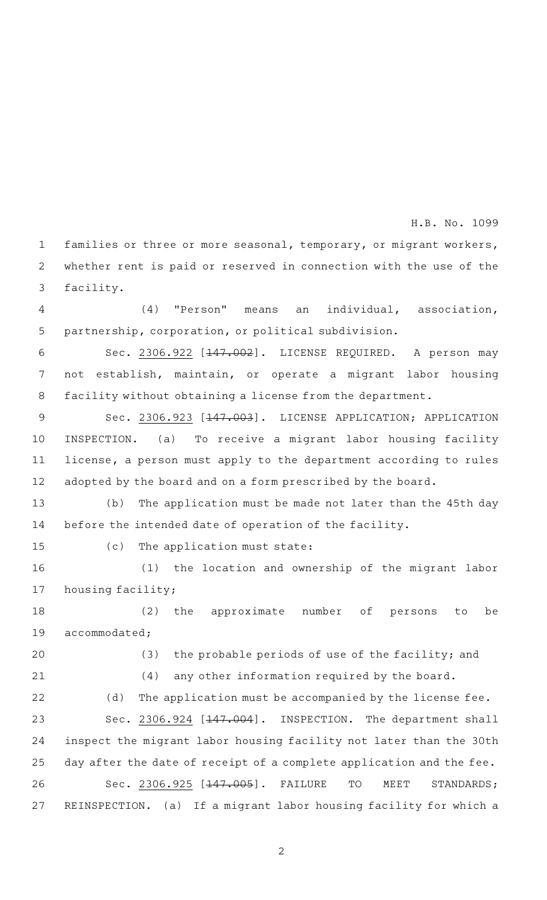families or three or more seasonal, temporary, or migrant workers, whether rent is paid or reserved in connection with the use of the facility.

(4) "Person" means an individual, association, partnership, corporation, or political subdivision.

Sec. 2306.922 [~~147.002~~]. LICENSE REQUIRED. A person may not establish, maintain, or operate a migrant labor housing facility without obtaining a license from the department.

Sec. 2306.923 [~~147.003~~]. LICENSE APPLICATION; APPLICATION INSPECTION. (a) To receive a migrant labor housing facility license, a person must apply to the department according to rules adopted by the board and on a form prescribed by the board.

(b) The application must be made not later than the 45th day before the intended date of operation of the facility.

(c) The application must state:

(1) the location and ownership of the migrant labor housing facility;

(2) the approximate number of persons to be accommodated;

(3) the probable periods of use of the facility; and

(4) any other information required by the board.

(d) The application must be accompanied by the license fee.

Sec. 2306.924 [~~147.004~~]. INSPECTION. The department shall inspect the migrant labor housing facility not later than the 30th day after the date of receipt of a complete application and the fee.

Sec. 2306.925 [~~147.005~~]. FAILURE TO MEET STANDARDS; REINSPECTION. (a) If a migrant labor housing facility for which a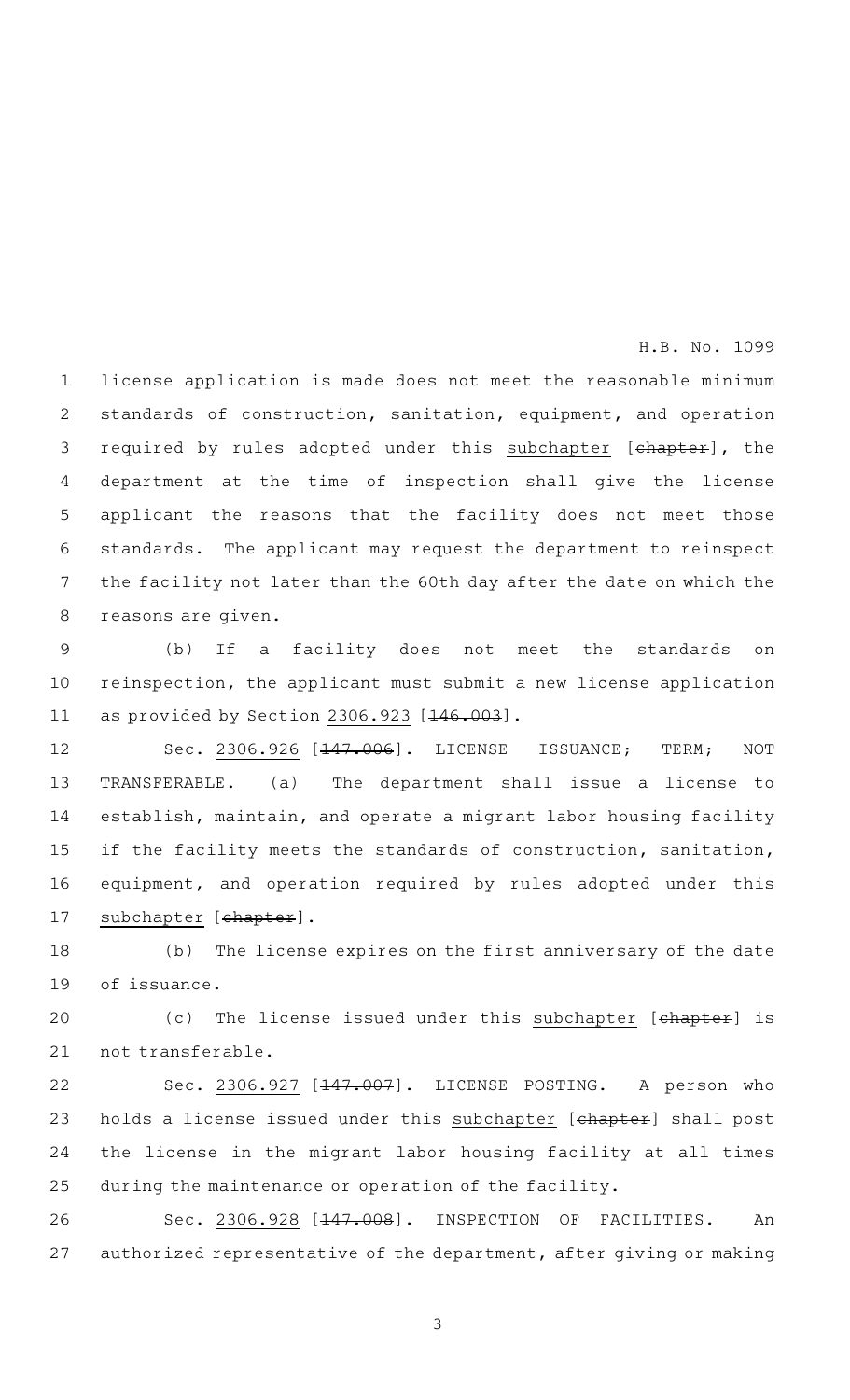license application is made does not meet the reasonable minimum standards of construction, sanitation, equipment, and operation required by rules adopted under this subchapter [~~chapter~~], the department at the time of inspection shall give the license applicant the reasons that the facility does not meet those standards. The applicant may request the department to reinspect the facility not later than the 60th day after the date on which the reasons are given.

(b) If a facility does not meet the standards on reinspection, the applicant must submit a new license application as provided by Section 2306.923 [~~146.003~~].

Sec. 2306.926 [~~147.006~~]. LICENSE ISSUANCE; TERM; NOT TRANSFERABLE. (a) The department shall issue a license to establish, maintain, and operate a migrant labor housing facility if the facility meets the standards of construction, sanitation, equipment, and operation required by rules adopted under this subchapter [~~chapter~~].

(b) The license expires on the first anniversary of the date of issuance.

(c) The license issued under this subchapter [~~chapter~~] is not transferable.

Sec. 2306.927 [~~147.007~~]. LICENSE POSTING. A person who holds a license issued under this subchapter [~~chapter~~] shall post the license in the migrant labor housing facility at all times during the maintenance or operation of the facility.

Sec. 2306.928 [~~147.008~~]. INSPECTION OF FACILITIES. An authorized representative of the department, after giving or making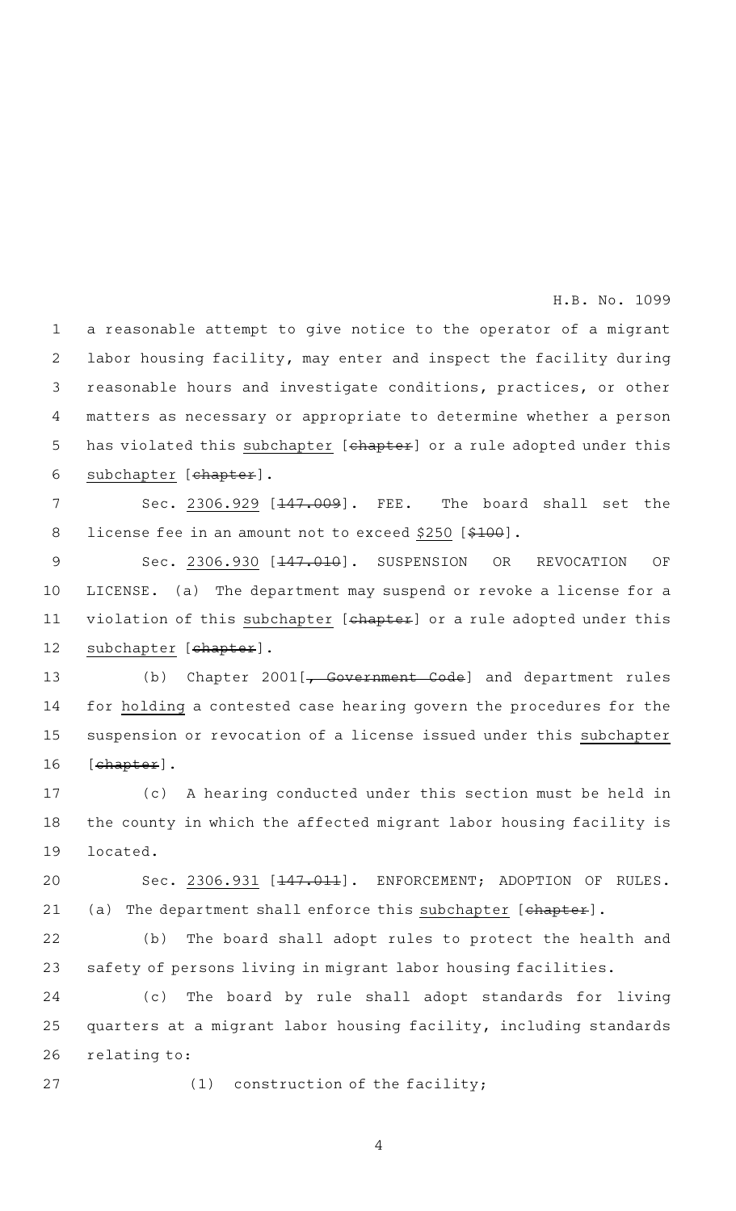a reasonable attempt to give notice to the operator of a migrant labor housing facility, may enter and inspect the facility during reasonable hours and investigate conditions, practices, or other matters as necessary or appropriate to determine whether a person has violated this subchapter [~~chapter~~] or a rule adopted under this subchapter [~~chapter~~].

Sec. 2306.929 [~~147.009~~]. FEE. The board shall set the license fee in an amount not to exceed $250 [~~$100~~].

Sec. 2306.930 [~~147.010~~]. SUSPENSION OR REVOCATION OF LICENSE. (a) The department may suspend or revoke a license for a violation of this subchapter [~~chapter~~] or a rule adopted under this subchapter [~~chapter~~].

(b) Chapter 2001[~~, Government Code~~] and department rules for holding a contested case hearing govern the procedures for the suspension or revocation of a license issued under this subchapter [~~chapter~~].

(c) A hearing conducted under this section must be held in the county in which the affected migrant labor housing facility is located.

Sec. 2306.931 [~~147.011~~]. ENFORCEMENT; ADOPTION OF RULES. (a) The department shall enforce this subchapter [~~chapter~~].

(b) The board shall adopt rules to protect the health and safety of persons living in migrant labor housing facilities.

(c) The board by rule shall adopt standards for living quarters at a migrant labor housing facility, including standards relating to:

(1) construction of the facility;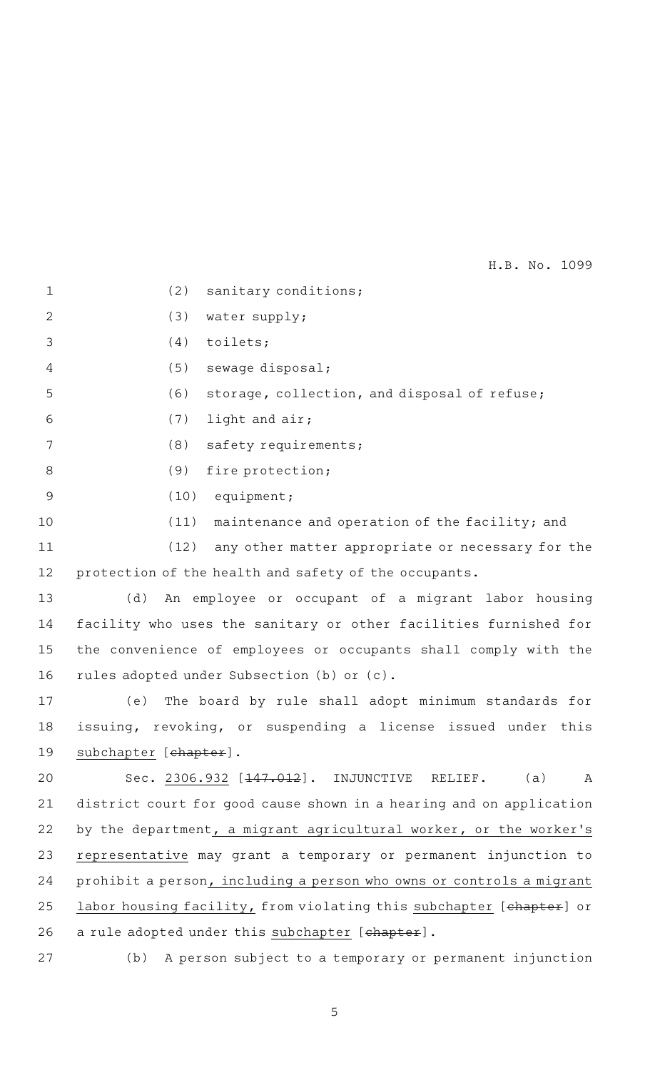(2) sanitary conditions;

(3) water supply;

(4) toilets;

(5) sewage disposal;

(6) storage, collection, and disposal of refuse;

(7) light and air;

(8) safety requirements;

(9) fire protection;

(10) equipment;

(11) maintenance and operation of the facility; and

(12) any other matter appropriate or necessary for the protection of the health and safety of the occupants.

(d) An employee or occupant of a migrant labor housing facility who uses the sanitary or other facilities furnished for the convenience of employees or occupants shall comply with the rules adopted under Subsection (b) or (c).

(e) The board by rule shall adopt minimum standards for issuing, revoking, or suspending a license issued under this subchapter [~~chapter~~].

Sec. 2306.932 [~~147.012~~]. INJUNCTIVE RELIEF. (a) A district court for good cause shown in a hearing and on application by the department, a migrant agricultural worker, or the worker's representative may grant a temporary or permanent injunction to prohibit a person, including a person who owns or controls a migrant labor housing facility, from violating this subchapter [~~chapter~~] or a rule adopted under this subchapter [~~chapter~~].

(b) A person subject to a temporary or permanent injunction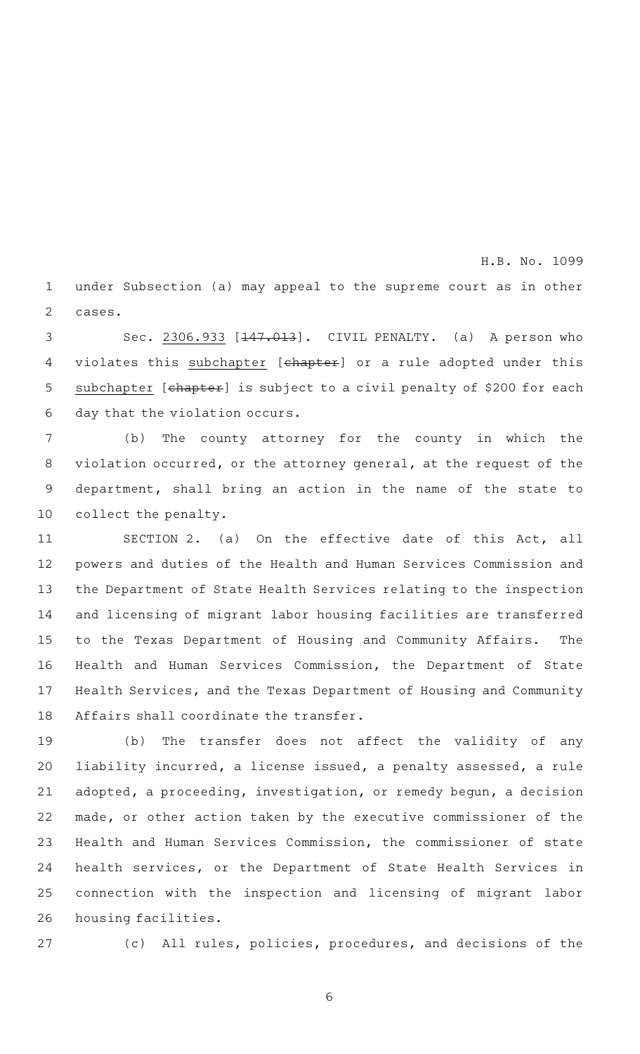under Subsection (a) may appeal to the supreme court as in other cases.

Sec. 2306.933 [~~147.013~~]. CIVIL PENALTY. (a) A person who violates this subchapter [~~chapter~~] or a rule adopted under this subchapter [~~chapter~~] is subject to a civil penalty of $200 for each day that the violation occurs.

(b) The county attorney for the county in which the violation occurred, or the attorney general, at the request of the department, shall bring an action in the name of the state to collect the penalty.

SECTION 2. (a) On the effective date of this Act, all powers and duties of the Health and Human Services Commission and the Department of State Health Services relating to the inspection and licensing of migrant labor housing facilities are transferred to the Texas Department of Housing and Community Affairs. The Health and Human Services Commission, the Department of State Health Services, and the Texas Department of Housing and Community Affairs shall coordinate the transfer.

(b) The transfer does not affect the validity of any liability incurred, a license issued, a penalty assessed, a rule adopted, a proceeding, investigation, or remedy begun, a decision made, or other action taken by the executive commissioner of the Health and Human Services Commission, the commissioner of state health services, or the Department of State Health Services in connection with the inspection and licensing of migrant labor housing facilities.

(c) All rules, policies, procedures, and decisions of the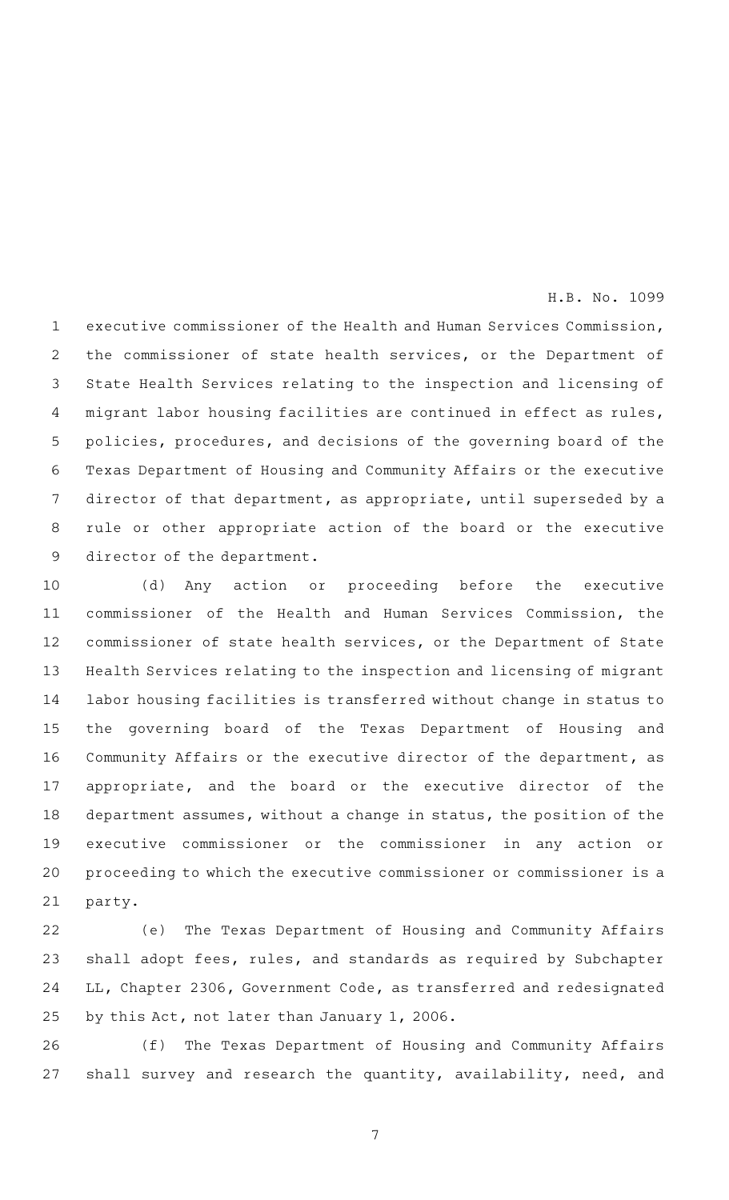executive commissioner of the Health and Human Services Commission, the commissioner of state health services, or the Department of State Health Services relating to the inspection and licensing of migrant labor housing facilities are continued in effect as rules, policies, procedures, and decisions of the governing board of the Texas Department of Housing and Community Affairs or the executive director of that department, as appropriate, until superseded by a rule or other appropriate action of the board or the executive director of the department.

(d) Any action or proceeding before the executive commissioner of the Health and Human Services Commission, the commissioner of state health services, or the Department of State Health Services relating to the inspection and licensing of migrant labor housing facilities is transferred without change in status to the governing board of the Texas Department of Housing and Community Affairs or the executive director of the department, as appropriate, and the board or the executive director of the department assumes, without a change in status, the position of the executive commissioner or the commissioner in any action or proceeding to which the executive commissioner or commissioner is a party.

(e) The Texas Department of Housing and Community Affairs shall adopt fees, rules, and standards as required by Subchapter LL, Chapter 2306, Government Code, as transferred and redesignated by this Act, not later than January 1, 2006.

(f) The Texas Department of Housing and Community Affairs shall survey and research the quantity, availability, need, and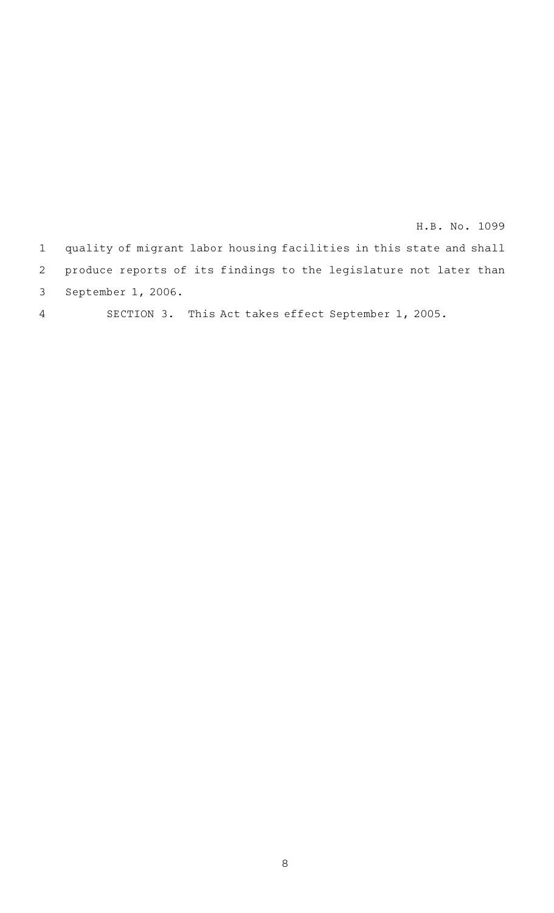quality of migrant labor housing facilities in this state and shall produce reports of its findings to the legislature not later than September 1, 2006.

SECTION 3. This Act takes effect September 1, 2005.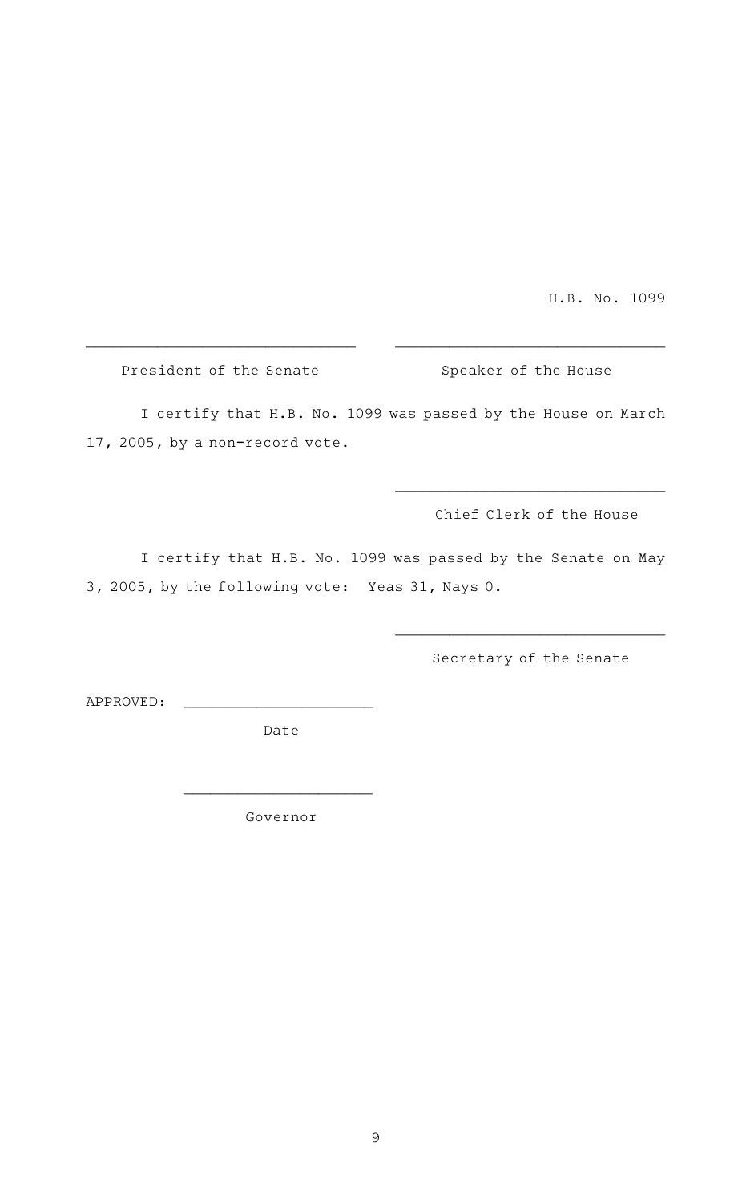H.B. No. 1099

\_\_\_\_\_\_\_\_\_\_\_\_\_\_\_\_\_\_\_\_\_\_\_\_\_\_\_\_\_\_\_ \_\_\_\_\_\_\_\_\_\_\_\_\_\_\_\_\_\_\_\_\_\_\_\_\_\_\_\_\_\_\_

President of the Senate Speaker of the House

I certify that H.B. No. 1099 was passed by the House on March 17, 2005, by a non-record vote.

\_\_\_\_\_\_\_\_\_\_\_\_\_\_\_\_\_\_\_\_\_\_\_\_\_\_\_\_\_\_\_

Chief Clerk of the House

I certify that H.B. No. 1099 was passed by the Senate on May 3, 2005, by the following vote: Yeas 31, Nays 0.

\_\_\_\_\_\_\_\_\_\_\_\_\_\_\_\_\_\_\_\_\_\_\_\_\_\_\_\_\_\_\_

Secretary of the Senate

APPROVED: \_\_\_\_\_\_\_\_\_\_\_\_\_\_\_\_\_\_\_\_\_

Date

\_\_\_\_\_\_\_\_\_\_\_\_\_\_\_\_\_\_\_\_\_

Governor